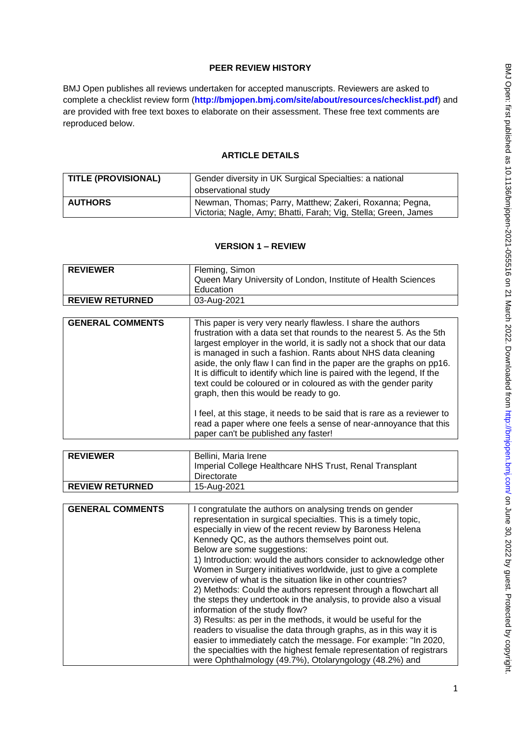## PEER REVIEW HISTORY

BMJ Open publishes all reviews undertaken for accepted manuscripts. Reviewers are asked to complete a checklist review form (**http://bmjopen.bmj.com/site/about/resources/checklist.pdf**) and are provided with free text boxes to elaborate on their assessment. These free text comments are reproduced below.

## ARTICLE DETAILS

| **TITLE (PROVISIONAL)** | Gender diversity in UK Surgical Specialties: a national observational study |
|---|---|
| **AUTHORS** | Newman, Thomas; Parry, Matthew; Zakeri, Roxanna; Pegna, Victoria; Nagle, Amy; Bhatti, Farah; Vig, Stella; Green, James |

## VERSION 1 – REVIEW

| **REVIEWER** | Fleming, Simon<br>Queen Mary University of London, Institute of Health Sciences Education |
|---|---|
| **REVIEW RETURNED** | 03-Aug-2021 |

| **GENERAL COMMENTS** | This paper is very very nearly flawless. I share the authors frustration with a data set that rounds to the nearest 5. As the 5th largest employer in the world, it is sadly not a shock that our data is managed in such a fashion. Rants about NHS data cleaning aside, the only flaw I can find in the paper are the graphs on pp16. It is difficult to identify which line is paired with the legend, If the text could be coloured or in coloured as with the gender parity graph, then this would be ready to go.<br><br>I feel, at this stage, it needs to be said that is rare as a reviewer to read a paper where one feels a sense of near-annoyance that this paper can't be published any faster! |
|---|---|

| **REVIEWER** | Bellini, Maria Irene<br>Imperial College Healthcare NHS Trust, Renal Transplant Directorate |
|---|---|
| **REVIEW RETURNED** | 15-Aug-2021 |

| **GENERAL COMMENTS** | I congratulate the authors on analysing trends on gender representation in surgical specialties. This is a timely topic, especially in view of the recent review by Baroness Helena Kennedy QC, as the authors themselves point out.<br>Below are some suggestions:<br>1) Introduction: would the authors consider to acknowledge other Women in Surgery initiatives worldwide, just to give a complete overview of what is the situation like in other countries?<br>2) Methods: Could the authors represent through a flowchart all the steps they undertook in the analysis, to provide also a visual information of the study flow?<br>3) Results: as per in the methods, it would be useful for the readers to visualise the data through graphs, as in this way it is easier to immediately catch the message. For example: "In 2020, the specialties with the highest female representation of registrars were Ophthalmology (49.7%), Otolaryngology (48.2%) and |
|---|---|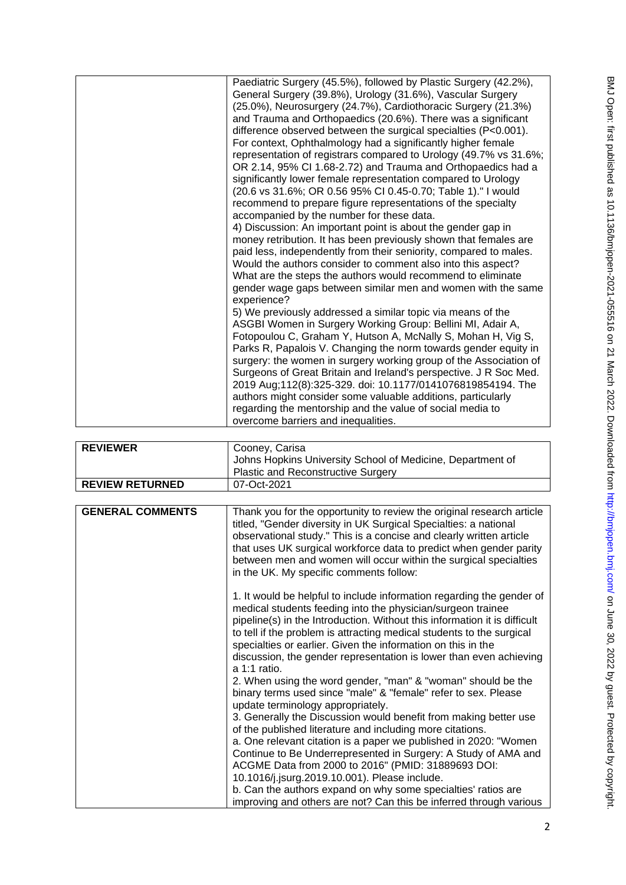| | |
|---|---|
| | Paediatric Surgery (45.5%), followed by Plastic Surgery (42.2%), General Surgery (39.8%), Urology (31.6%), Vascular Surgery (25.0%), Neurosurgery (24.7%), Cardiothoracic Surgery (21.3%) and Trauma and Orthopaedics (20.6%). There was a significant difference observed between the surgical specialties (P<0.001). For context, Ophthalmology had a significantly higher female representation of registrars compared to Urology (49.7% vs 31.6%; OR 2.14, 95% CI 1.68-2.72) and Trauma and Orthopaedics had a significantly lower female representation compared to Urology (20.6 vs 31.6%; OR 0.56 95% CI 0.45-0.70; Table 1)." I would recommend to prepare figure representations of the specialty accompanied by the number for these data.<br>4) Discussion: An important point is about the gender gap in money retribution. It has been previously shown that females are paid less, independently from their seniority, compared to males. Would the authors consider to comment also into this aspect? What are the steps the authors would recommend to eliminate gender wage gaps between similar men and women with the same experience?<br>5) We previously addressed a similar topic via means of the ASGBI Women in Surgery Working Group: Bellini MI, Adair A, Fotopoulou C, Graham Y, Hutson A, McNally S, Mohan H, Vig S, Parks R, Papalois V. Changing the norm towards gender equity in surgery: the women in surgery working group of the Association of Surgeons of Great Britain and Ireland's perspective. J R Soc Med. 2019 Aug;112(8):325-329. doi: 10.1177/0141076819854194. The authors might consider some valuable additions, particularly regarding the mentorship and the value of social media to overcome barriers and inequalities. |

| | |
|---|---|
| **REVIEWER** | Cooney, Carisa<br>Johns Hopkins University School of Medicine, Department of Plastic and Reconstructive Surgery |
| **REVIEW RETURNED** | 07-Oct-2021 |

| | |
|---|---|
| **GENERAL COMMENTS** | Thank you for the opportunity to review the original research article titled, "Gender diversity in UK Surgical Specialties: a national observational study." This is a concise and clearly written article that uses UK surgical workforce data to predict when gender parity between men and women will occur within the surgical specialties in the UK. My specific comments follow:<br><br>1. It would be helpful to include information regarding the gender of medical students feeding into the physician/surgeon trainee pipeline(s) in the Introduction. Without this information it is difficult to tell if the problem is attracting medical students to the surgical specialties or earlier. Given the information on this in the discussion, the gender representation is lower than even achieving a 1:1 ratio.<br>2. When using the word gender, "man" & "woman" should be the binary terms used since "male" & "female" refer to sex. Please update terminology appropriately.<br>3. Generally the Discussion would benefit from making better use of the published literature and including more citations.<br>a. One relevant citation is a paper we published in 2020: "Women Continue to Be Underrepresented in Surgery: A Study of AMA and ACGME Data from 2000 to 2016" (PMID: 31889693 DOI: 10.1016/j.jsurg.2019.10.001). Please include.<br>b. Can the authors expand on why some specialties' ratios are improving and others are not? Can this be inferred through various |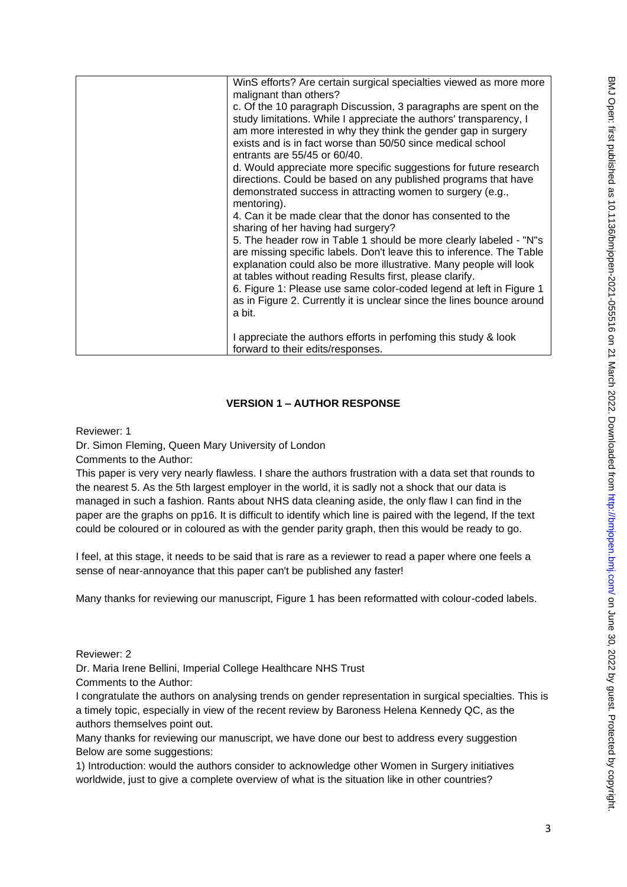| | WinS efforts? Are certain surgical specialties viewed as more more malignant than others?<br>c. Of the 10 paragraph Discussion, 3 paragraphs are spent on the study limitations. While I appreciate the authors' transparency, I am more interested in why they think the gender gap in surgery exists and is in fact worse than 50/50 since medical school entrants are 55/45 or 60/40.<br>d. Would appreciate more specific suggestions for future research directions. Could be based on any published programs that have demonstrated success in attracting women to surgery (e.g., mentoring).<br>4. Can it be made clear that the donor has consented to the sharing of her having had surgery?<br>5. The header row in Table 1 should be more clearly labeled - "N"s are missing specific labels. Don't leave this to inference. The Table explanation could also be more illustrative. Many people will look at tables without reading Results first, please clarify.<br>6. Figure 1: Please use same color-coded legend at left in Figure 1 as in Figure 2. Currently it is unclear since the lines bounce around a bit.<br><br>I appreciate the authors efforts in perfoming this study & look forward to their edits/responses. |
|---|---|

## VERSION 1 – AUTHOR RESPONSE

Reviewer: 1

Dr. Simon Fleming, Queen Mary University of London

Comments to the Author:

This paper is very very nearly flawless. I share the authors frustration with a data set that rounds to the nearest 5. As the 5th largest employer in the world, it is sadly not a shock that our data is managed in such a fashion. Rants about NHS data cleaning aside, the only flaw I can find in the paper are the graphs on pp16. It is difficult to identify which line is paired with the legend, If the text could be coloured or in coloured as with the gender parity graph, then this would be ready to go.

I feel, at this stage, it needs to be said that is rare as a reviewer to read a paper where one feels a sense of near-annoyance that this paper can't be published any faster!

Many thanks for reviewing our manuscript, Figure 1 has been reformatted with colour-coded labels.

Reviewer: 2

Dr. Maria Irene Bellini, Imperial College Healthcare NHS Trust

Comments to the Author:

I congratulate the authors on analysing trends on gender representation in surgical specialties. This is a timely topic, especially in view of the recent review by Baroness Helena Kennedy QC, as the authors themselves point out.

Many thanks for reviewing our manuscript, we have done our best to address every suggestion

Below are some suggestions:

1) Introduction: would the authors consider to acknowledge other Women in Surgery initiatives worldwide, just to give a complete overview of what is the situation like in other countries?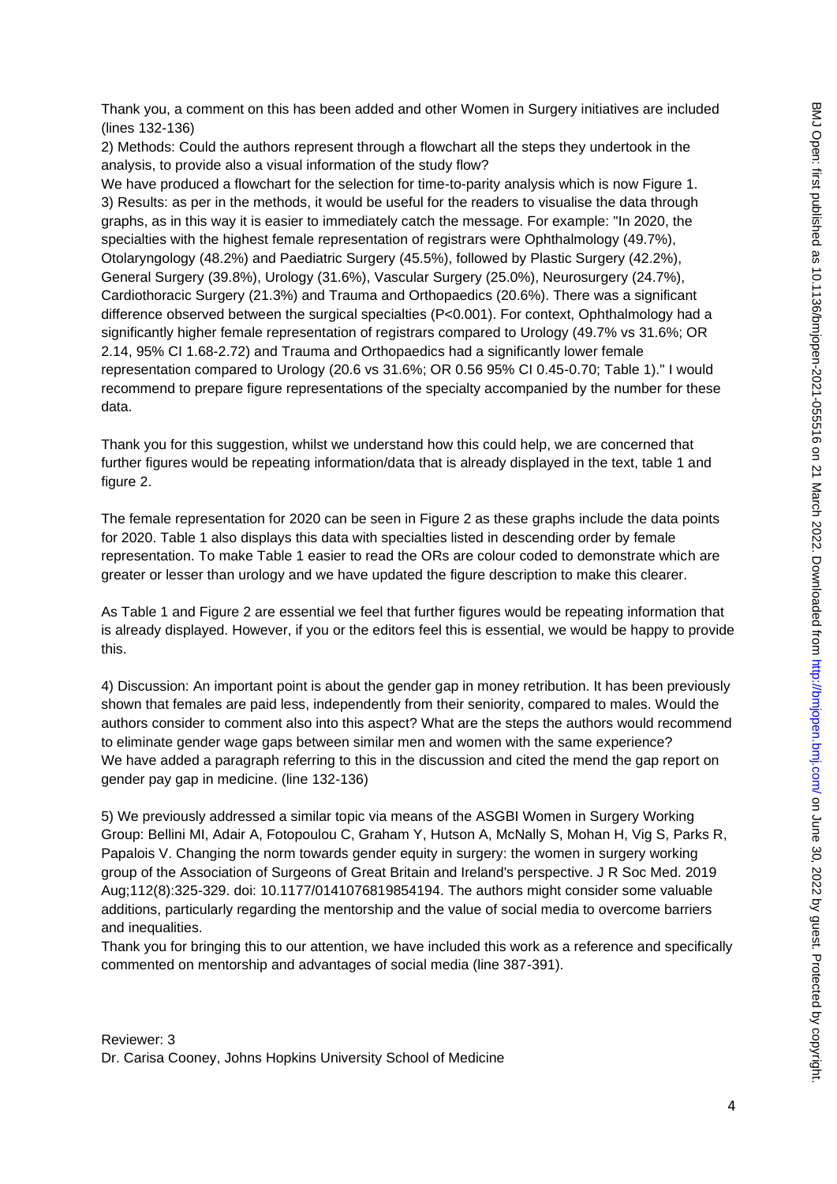Thank you, a comment on this has been added and other Women in Surgery initiatives are included (lines 132-136)

2) Methods: Could the authors represent through a flowchart all the steps they undertook in the analysis, to provide also a visual information of the study flow?

We have produced a flowchart for the selection for time-to-parity analysis which is now Figure 1.

3) Results: as per in the methods, it would be useful for the readers to visualise the data through graphs, as in this way it is easier to immediately catch the message. For example: "In 2020, the specialties with the highest female representation of registrars were Ophthalmology (49.7%), Otolaryngology (48.2%) and Paediatric Surgery (45.5%), followed by Plastic Surgery (42.2%), General Surgery (39.8%), Urology (31.6%), Vascular Surgery (25.0%), Neurosurgery (24.7%), Cardiothoracic Surgery (21.3%) and Trauma and Orthopaedics (20.6%). There was a significant difference observed between the surgical specialties (P<0.001). For context, Ophthalmology had a significantly higher female representation of registrars compared to Urology (49.7% vs 31.6%; OR 2.14, 95% CI 1.68-2.72) and Trauma and Orthopaedics had a significantly lower female representation compared to Urology (20.6 vs 31.6%; OR 0.56 95% CI 0.45-0.70; Table 1)." I would recommend to prepare figure representations of the specialty accompanied by the number for these data.

Thank you for this suggestion, whilst we understand how this could help, we are concerned that further figures would be repeating information/data that is already displayed in the text, table 1 and figure 2.

The female representation for 2020 can be seen in Figure 2 as these graphs include the data points for 2020. Table 1 also displays this data with specialties listed in descending order by female representation. To make Table 1 easier to read the ORs are colour coded to demonstrate which are greater or lesser than urology and we have updated the figure description to make this clearer.

As Table 1 and Figure 2 are essential we feel that further figures would be repeating information that is already displayed. However, if you or the editors feel this is essential, we would be happy to provide this.

4) Discussion: An important point is about the gender gap in money retribution. It has been previously shown that females are paid less, independently from their seniority, compared to males. Would the authors consider to comment also into this aspect? What are the steps the authors would recommend to eliminate gender wage gaps between similar men and women with the same experience?

We have added a paragraph referring to this in the discussion and cited the mend the gap report on gender pay gap in medicine. (line 132-136)

5) We previously addressed a similar topic via means of the ASGBI Women in Surgery Working Group: Bellini MI, Adair A, Fotopoulou C, Graham Y, Hutson A, McNally S, Mohan H, Vig S, Parks R, Papalois V. Changing the norm towards gender equity in surgery: the women in surgery working group of the Association of Surgeons of Great Britain and Ireland's perspective. J R Soc Med. 2019 Aug;112(8):325-329. doi: 10.1177/0141076819854194. The authors might consider some valuable additions, particularly regarding the mentorship and the value of social media to overcome barriers and inequalities.

Thank you for bringing this to our attention, we have included this work as a reference and specifically commented on mentorship and advantages of social media (line 387-391).

Reviewer: 3

Dr. Carisa Cooney, Johns Hopkins University School of Medicine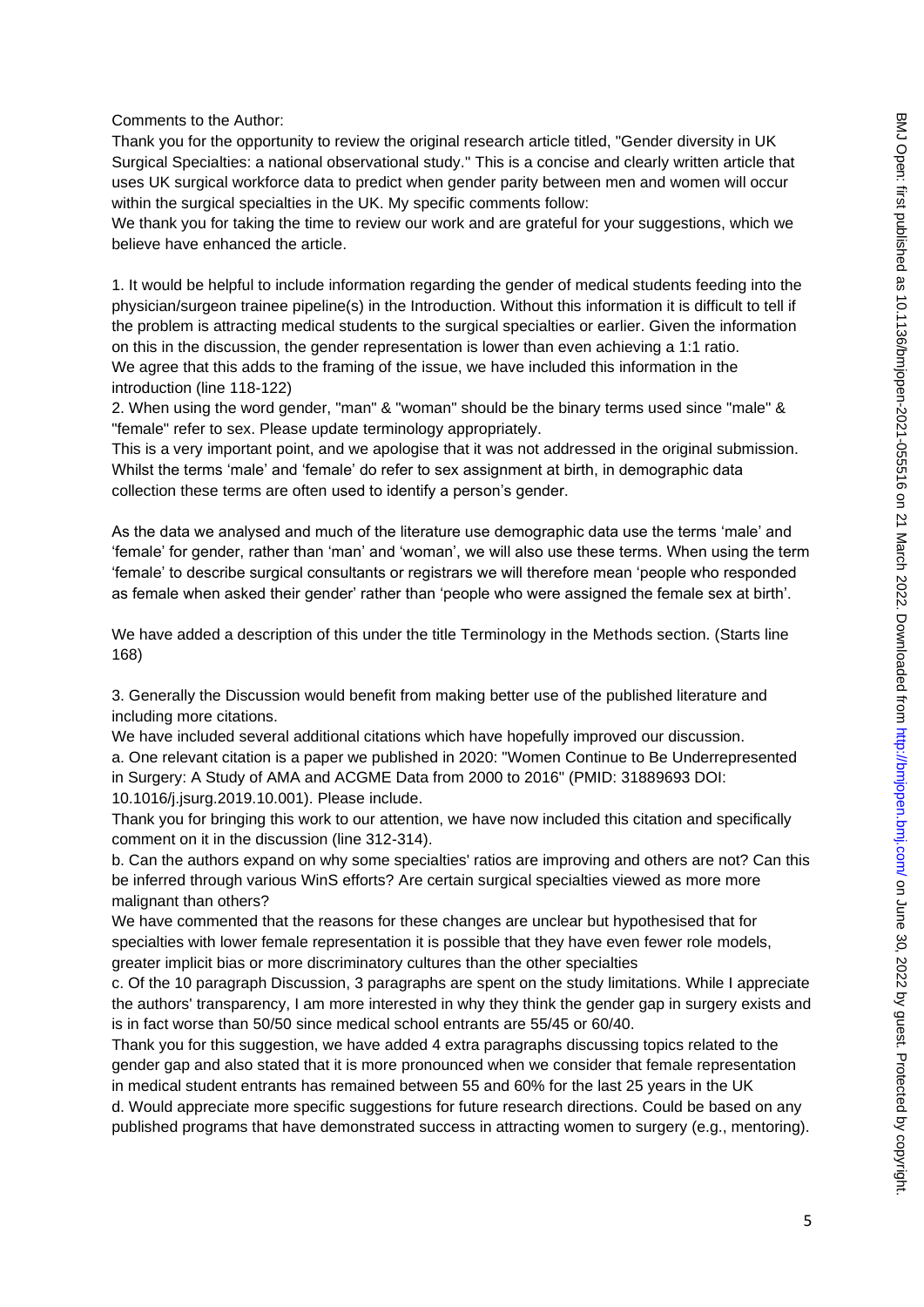Comments to the Author:

Thank you for the opportunity to review the original research article titled, "Gender diversity in UK Surgical Specialties: a national observational study." This is a concise and clearly written article that uses UK surgical workforce data to predict when gender parity between men and women will occur within the surgical specialties in the UK. My specific comments follow:

We thank you for taking the time to review our work and are grateful for your suggestions, which we believe have enhanced the article.

1. It would be helpful to include information regarding the gender of medical students feeding into the physician/surgeon trainee pipeline(s) in the Introduction. Without this information it is difficult to tell if the problem is attracting medical students to the surgical specialties or earlier. Given the information on this in the discussion, the gender representation is lower than even achieving a 1:1 ratio.

We agree that this adds to the framing of the issue, we have included this information in the introduction (line 118-122)

2. When using the word gender, "man" & "woman" should be the binary terms used since "male" & "female" refer to sex. Please update terminology appropriately.

This is a very important point, and we apologise that it was not addressed in the original submission. Whilst the terms 'male' and 'female' do refer to sex assignment at birth, in demographic data collection these terms are often used to identify a person's gender.

As the data we analysed and much of the literature use demographic data use the terms 'male' and 'female' for gender, rather than 'man' and 'woman', we will also use these terms. When using the term 'female' to describe surgical consultants or registrars we will therefore mean 'people who responded as female when asked their gender' rather than 'people who were assigned the female sex at birth'.

We have added a description of this under the title Terminology in the Methods section. (Starts line 168)

3. Generally the Discussion would benefit from making better use of the published literature and including more citations.

We have included several additional citations which have hopefully improved our discussion.

a. One relevant citation is a paper we published in 2020: "Women Continue to Be Underrepresented in Surgery: A Study of AMA and ACGME Data from 2000 to 2016" (PMID: 31889693 DOI: 10.1016/j.jsurg.2019.10.001). Please include.

Thank you for bringing this work to our attention, we have now included this citation and specifically comment on it in the discussion (line 312-314).

b. Can the authors expand on why some specialties' ratios are improving and others are not? Can this be inferred through various WinS efforts? Are certain surgical specialties viewed as more more malignant than others?

We have commented that the reasons for these changes are unclear but hypothesised that for specialties with lower female representation it is possible that they have even fewer role models, greater implicit bias or more discriminatory cultures than the other specialties

c. Of the 10 paragraph Discussion, 3 paragraphs are spent on the study limitations. While I appreciate the authors' transparency, I am more interested in why they think the gender gap in surgery exists and is in fact worse than 50/50 since medical school entrants are 55/45 or 60/40.

Thank you for this suggestion, we have added 4 extra paragraphs discussing topics related to the gender gap and also stated that it is more pronounced when we consider that female representation in medical student entrants has remained between 55 and 60% for the last 25 years in the UK

d. Would appreciate more specific suggestions for future research directions. Could be based on any published programs that have demonstrated success in attracting women to surgery (e.g., mentoring).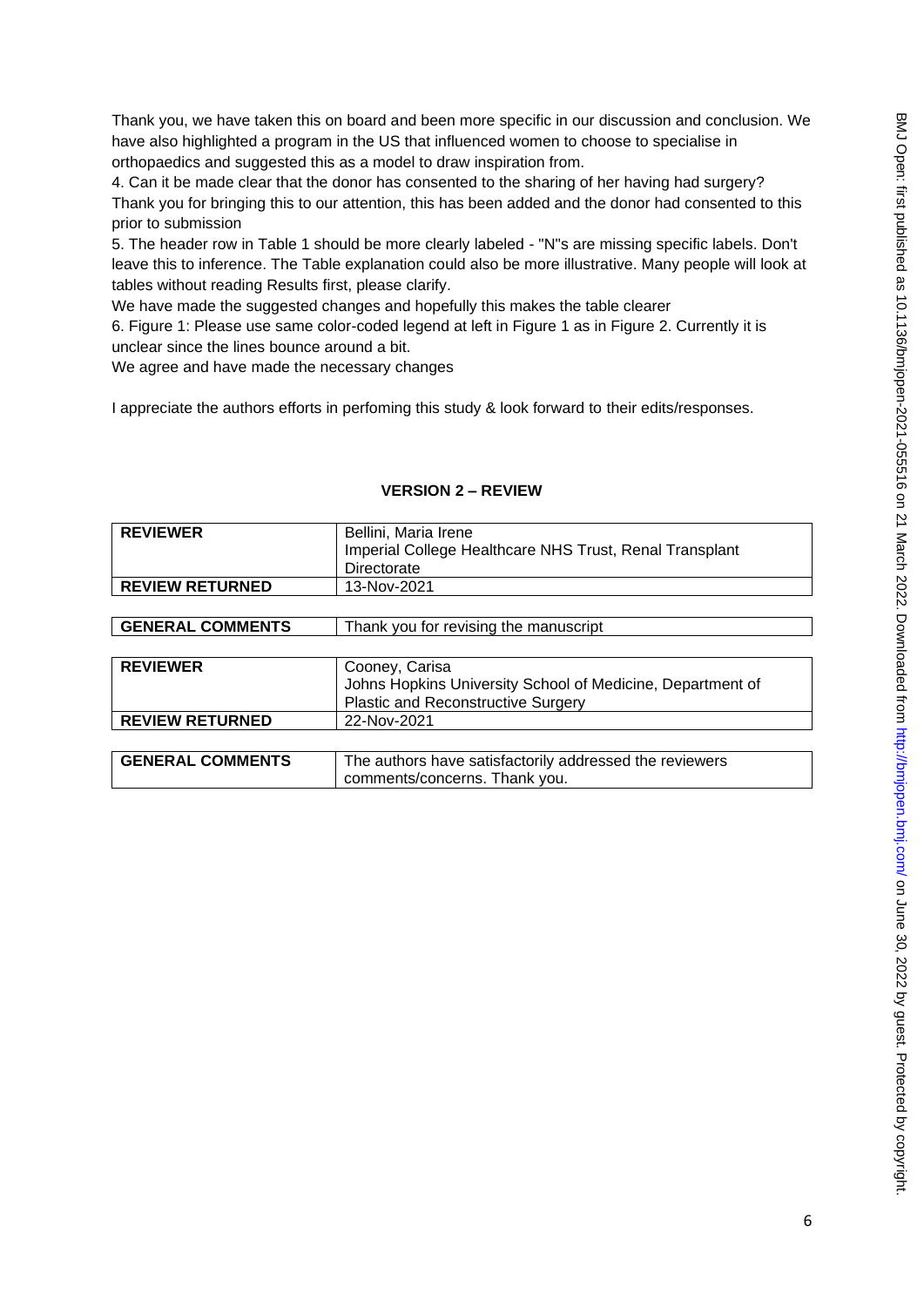Thank you, we have taken this on board and been more specific in our discussion and conclusion. We have also highlighted a program in the US that influenced women to choose to specialise in orthopaedics and suggested this as a model to draw inspiration from.

4. Can it be made clear that the donor has consented to the sharing of her having had surgery?
Thank you for bringing this to our attention, this has been added and the donor had consented to this prior to submission

5. The header row in Table 1 should be more clearly labeled - "N"s are missing specific labels. Don't leave this to inference. The Table explanation could also be more illustrative. Many people will look at tables without reading Results first, please clarify.
We have made the suggested changes and hopefully this makes the table clearer

6. Figure 1: Please use same color-coded legend at left in Figure 1 as in Figure 2. Currently it is unclear since the lines bounce around a bit.
We agree and have made the necessary changes

I appreciate the authors efforts in perfoming this study & look forward to their edits/responses.

## VERSION 2 – REVIEW

| | |
|---|---|
| **REVIEWER** | Bellini, Maria Irene<br>Imperial College Healthcare NHS Trust, Renal Transplant Directorate |
| **REVIEW RETURNED** | 13-Nov-2021 |

| | |
|---|---|
| **GENERAL COMMENTS** | Thank you for revising the manuscript |

| | |
|---|---|
| **REVIEWER** | Cooney, Carisa<br>Johns Hopkins University School of Medicine, Department of Plastic and Reconstructive Surgery |
| **REVIEW RETURNED** | 22-Nov-2021 |

| | |
|---|---|
| **GENERAL COMMENTS** | The authors have satisfactorily addressed the reviewers comments/concerns. Thank you. |